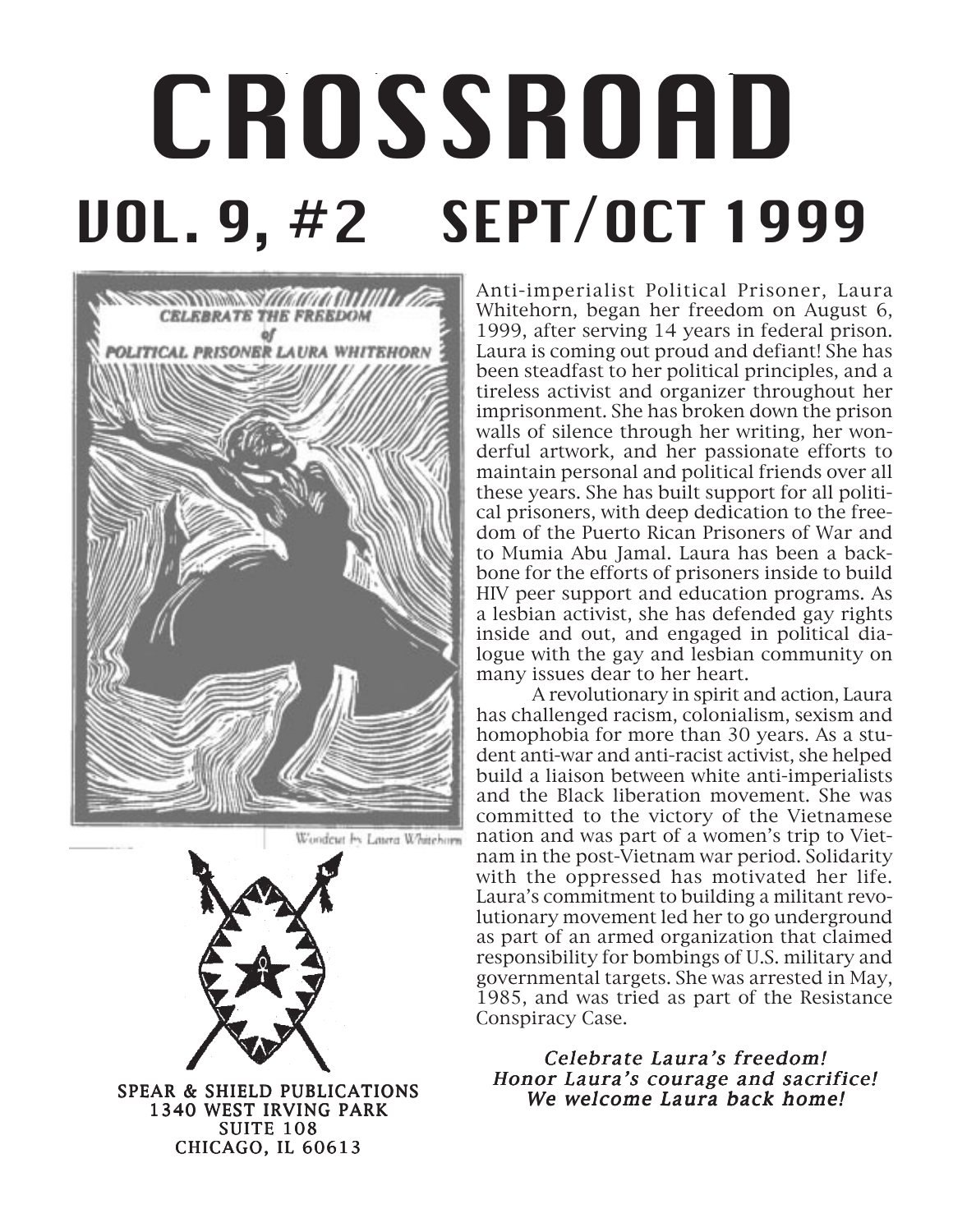# CROSSROAD

## VOL. 9, #2 SEPT/OCT 1999

CELEBRATE THE FREEDOM of POLITICAL PRISONER LAURA WHITEHORN

Woodcut by Laura Whitehorn

SPEAR & SHIELD PUBLICATIONS
1340 WEST IRVING PARK
SUITE 108
CHICAGO, IL 60613

Anti-imperialist Political Prisoner, Laura Whitehorn, began her freedom on August 6, 1999, after serving 14 years in federal prison. Laura is coming out proud and defiant! She has been steadfast to her political principles, and a tireless activist and organizer throughout her imprisonment. She has broken down the prison walls of silence through her writing, her wonderful artwork, and her passionate efforts to maintain personal and political friends over all these years. She has built support for all political prisoners, with deep dedication to the freedom of the Puerto Rican Prisoners of War and to Mumia Abu Jamal. Laura has been a backbone for the efforts of prisoners inside to build HIV peer support and education programs. As a lesbian activist, she has defended gay rights inside and out, and engaged in political dialogue with the gay and lesbian community on many issues dear to her heart.

A revolutionary in spirit and action, Laura has challenged racism, colonialism, sexism and homophobia for more than 30 years. As a student anti-war and anti-racist activist, she helped build a liaison between white anti-imperialists and the Black liberation movement. She was committed to the victory of the Vietnamese nation and was part of a women's trip to Vietnam in the post-Vietnam war period. Solidarity with the oppressed has motivated her life. Laura's commitment to building a militant revolutionary movement led her to go underground as part of an armed organization that claimed responsibility for bombings of U.S. military and governmental targets. She was arrested in May, 1985, and was tried as part of the Resistance Conspiracy Case.

*Celebrate Laura's freedom!*
*Honor Laura's courage and sacrifice!*
*We welcome Laura back home!*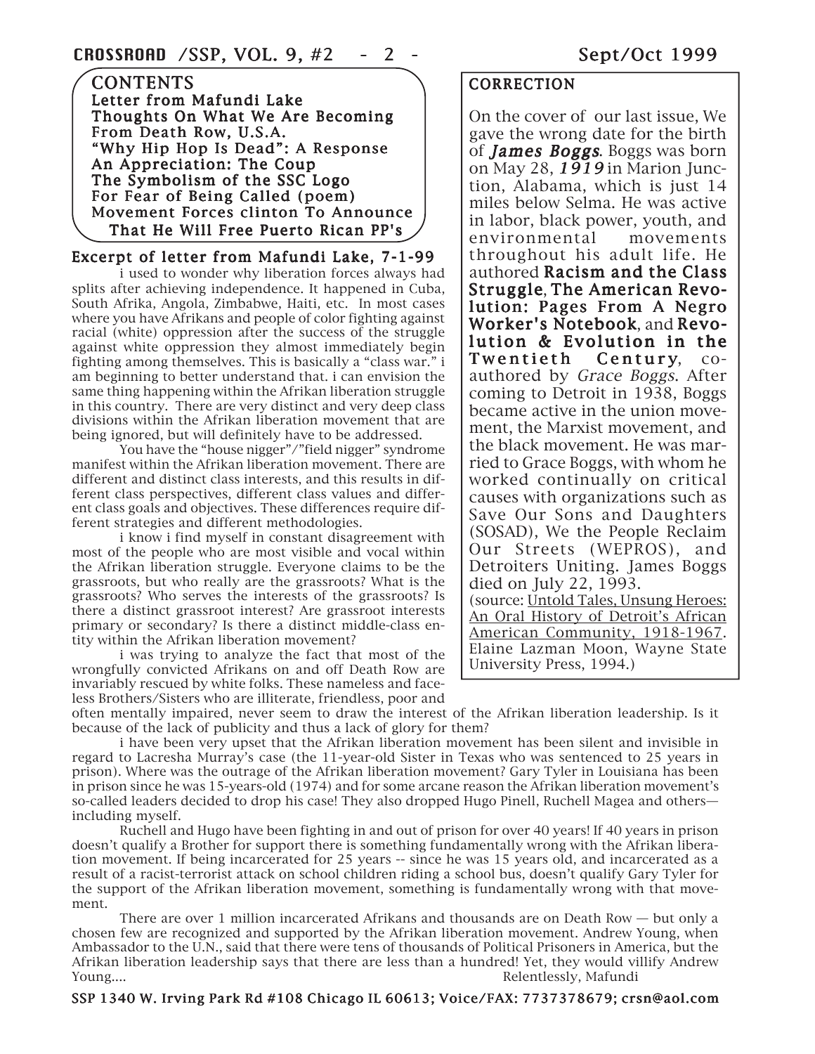## CONTENTS

**Letter from Mafundi Lake**
**Thoughts On What We Are Becoming**
**From Death Row, U.S.A.**
**"Why Hip Hop Is Dead": A Response**
**An Appreciation: The Coup**
**The Symbolism of the SSC Logo**
**For Fear of Being Called (poem)**
**Movement Forces clinton To Announce That He Will Free Puerto Rican PP's**

## Excerpt of letter from Mafundi Lake, 7-1-99

i used to wonder why liberation forces always had splits after achieving independence. It happened in Cuba, South Afrika, Angola, Zimbabwe, Haiti, etc. In most cases where you have Afrikans and people of color fighting against racial (white) oppression after the success of the struggle against white oppression they almost immediately begin fighting among themselves. This is basically a "class war." i am beginning to better understand that. i can envision the same thing happening within the Afrikan liberation struggle in this country. There are very distinct and very deep class divisions within the Afrikan liberation movement that are being ignored, but will definitely have to be addressed.

You have the "house nigger"/"field nigger" syndrome manifest within the Afrikan liberation movement. There are different and distinct class interests, and this results in different class perspectives, different class values and different class goals and objectives. These differences require different strategies and different methodologies.

i know i find myself in constant disagreement with most of the people who are most visible and vocal within the Afrikan liberation struggle. Everyone claims to be the grassroots, but who really are the grassroots? What is the grassroots? Who serves the interests of the grassroots? Is there a distinct grassroot interest? Are grassroot interests primary or secondary? Is there a distinct middle-class entity within the Afrikan liberation movement?

i was trying to analyze the fact that most of the wrongfully convicted Afrikans on and off Death Row are invariably rescued by white folks. These nameless and faceless Brothers/Sisters who are illiterate, friendless, poor and often mentally impaired, never seem to draw the interest of the Afrikan liberation leadership. Is it because of the lack of publicity and thus a lack of glory for them?

i have been very upset that the Afrikan liberation movement has been silent and invisible in regard to Lacresha Murray's case (the 11-year-old Sister in Texas who was sentenced to 25 years in prison). Where was the outrage of the Afrikan liberation movement? Gary Tyler in Louisiana has been in prison since he was 15-years-old (1974) and for some arcane reason the Afrikan liberation movement's so-called leaders decided to drop his case! They also dropped Hugo Pinell, Ruchell Magea and others—including myself.

Ruchell and Hugo have been fighting in and out of prison for over 40 years! If 40 years in prison doesn't qualify a Brother for support there is something fundamentally wrong with the Afrikan liberation movement. If being incarcerated for 25 years -- since he was 15 years old, and incarcerated as a result of a racist-terrorist attack on school children riding a school bus, doesn't qualify Gary Tyler for the support of the Afrikan liberation movement, something is fundamentally wrong with that movement.

There are over 1 million incarcerated Afrikans and thousands are on Death Row — but only a chosen few are recognized and supported by the Afrikan liberation movement. Andrew Young, when Ambassador to the U.N., said that there were tens of thousands of Political Prisoners in America, but the Afrikan liberation leadership says that there are less than a hundred! Yet, they would villify Andrew Young....

Relentlessly, Mafundi

## CORRECTION

On the cover of our last issue, We gave the wrong date for the birth of ***James Boggs***. Boggs was born on May 28, ***1919*** in Marion Junction, Alabama, which is just 14 miles below Selma. He was active in labor, black power, youth, and environmental movements throughout his adult life. He authored **Racism and the Class Struggle**, **The American Revolution: Pages From A Negro Worker's Notebook**, and **Revolution & Evolution in the Twentieth Century**, co-authored by *Grace Boggs*. After coming to Detroit in 1938, Boggs became active in the union movement, the Marxist movement, and the black movement. He was married to Grace Boggs, with whom he worked continually on critical causes with organizations such as Save Our Sons and Daughters (SOSAD), We the People Reclaim Our Streets (WEPROS), and Detroiters Uniting. James Boggs died on July 22, 1993.

(source: Untold Tales, Unsung Heroes: An Oral History of Detroit's African American Community, 1918-1967. Elaine Lazman Moon, Wayne State University Press, 1994.)

SSP 1340 W. Irving Park Rd #108 Chicago IL 60613; Voice/FAX: 7737378679; crsn@aol.com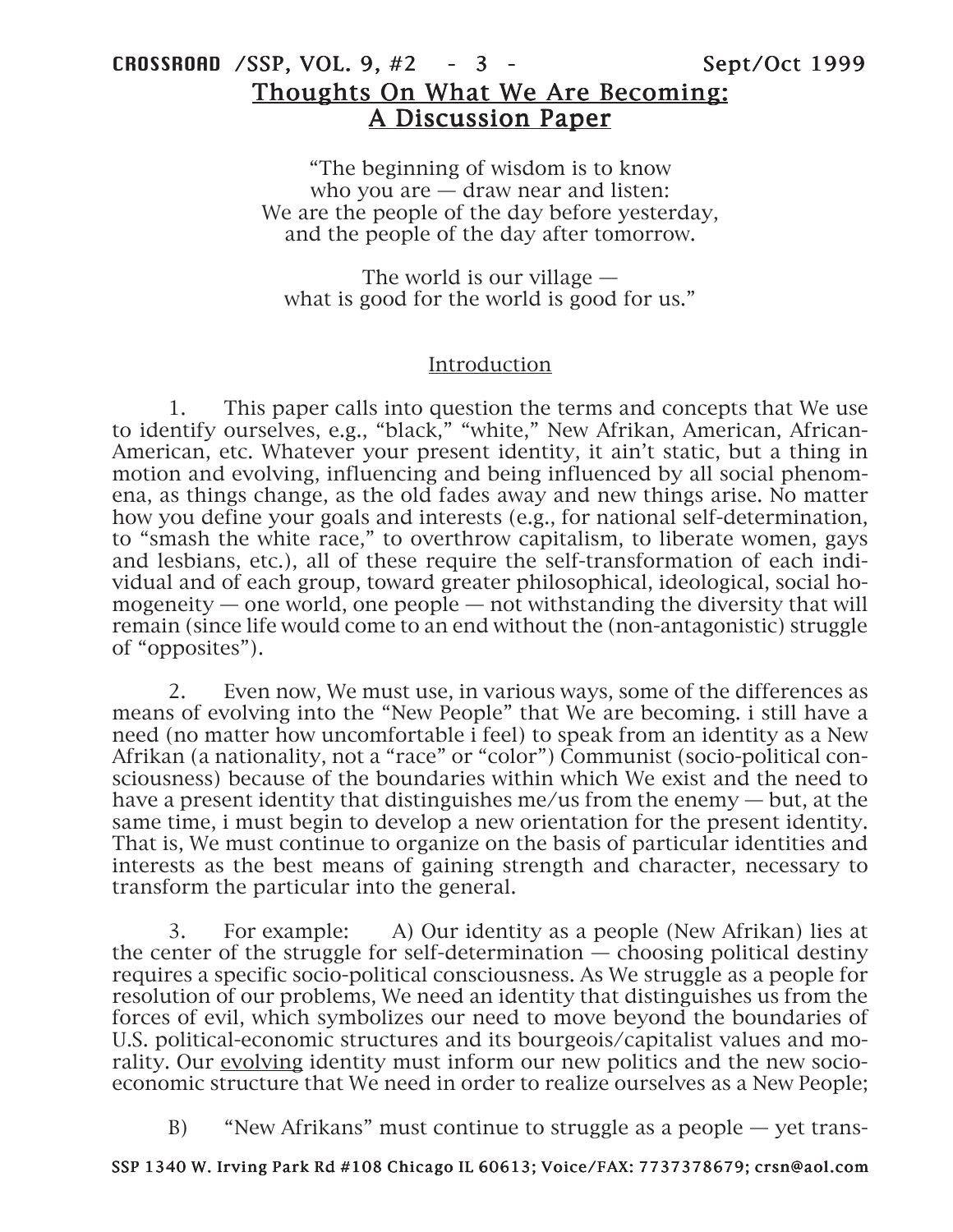# Thoughts On What We Are Becoming: A Discussion Paper

> "The beginning of wisdom is to know
> who you are — draw near and listen:
> We are the people of the day before yesterday,
> and the people of the day after tomorrow.
>
> The world is our village —
> what is good for the world is good for us."

## Introduction

1. This paper calls into question the terms and concepts that We use to identify ourselves, e.g., "black," "white," New Afrikan, American, African-American, etc. Whatever your present identity, it ain't static, but a thing in motion and evolving, influencing and being influenced by all social phenomena, as things change, as the old fades away and new things arise. No matter how you define your goals and interests (e.g., for national self-determination, to "smash the white race," to overthrow capitalism, to liberate women, gays and lesbians, etc.), all of these require the self-transformation of each individual and of each group, toward greater philosophical, ideological, social homogeneity — one world, one people — not withstanding the diversity that will remain (since life would come to an end without the (non-antagonistic) struggle of "opposites").

2. Even now, We must use, in various ways, some of the differences as means of evolving into the "New People" that We are becoming. i still have a need (no matter how uncomfortable i feel) to speak from an identity as a New Afrikan (a nationality, not a "race" or "color") Communist (socio-political consciousness) because of the boundaries within which We exist and the need to have a present identity that distinguishes me/us from the enemy — but, at the same time, i must begin to develop a new orientation for the present identity. That is, We must continue to organize on the basis of particular identities and interests as the best means of gaining strength and character, necessary to transform the particular into the general.

3. For example: A) Our identity as a people (New Afrikan) lies at the center of the struggle for self-determination — choosing political destiny requires a specific socio-political consciousness. As We struggle as a people for resolution of our problems, We need an identity that distinguishes us from the forces of evil, which symbolizes our need to move beyond the boundaries of U.S. political-economic structures and its bourgeois/capitalist values and morality. Our <u>evolving</u> identity must inform our new politics and the new socio-economic structure that We need in order to realize ourselves as a New People;

B) "New Afrikans" must continue to struggle as a people — yet trans-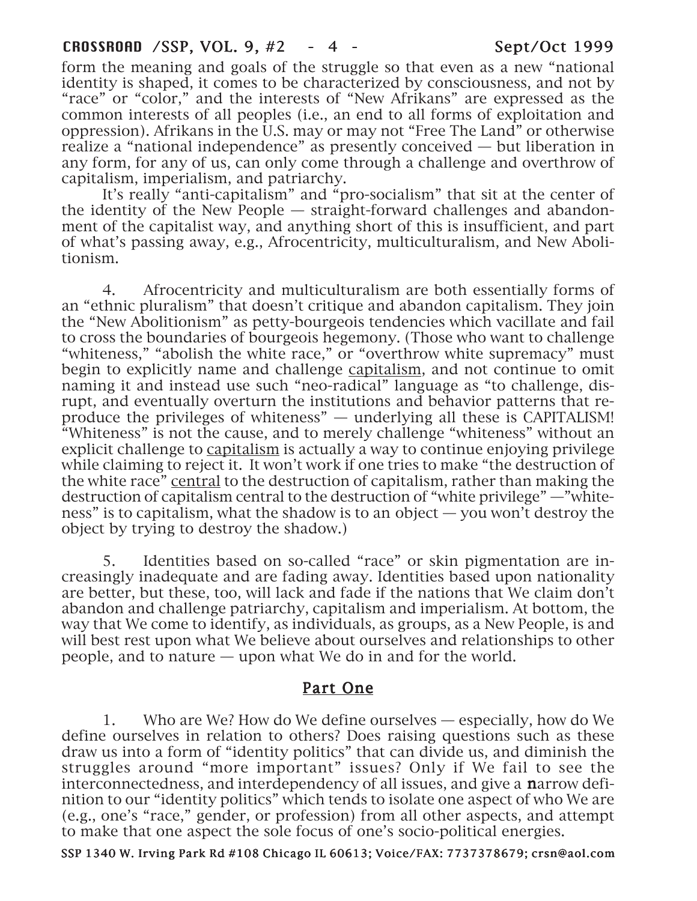form the meaning and goals of the struggle so that even as a new "national identity is shaped, it comes to be characterized by consciousness, and not by "race" or "color," and the interests of "New Afrikans" are expressed as the common interests of all peoples (i.e., an end to all forms of exploitation and oppression). Afrikans in the U.S. may or may not "Free The Land" or otherwise realize a "national independence" as presently conceived — but liberation in any form, for any of us, can only come through a challenge and overthrow of capitalism, imperialism, and patriarchy.

It's really "anti-capitalism" and "pro-socialism" that sit at the center of the identity of the New People — straight-forward challenges and abandonment of the capitalist way, and anything short of this is insufficient, and part of what's passing away, e.g., Afrocentricity, multiculturalism, and New Abolitionism.

4. Afrocentricity and multiculturalism are both essentially forms of an "ethnic pluralism" that doesn't critique and abandon capitalism. They join the "New Abolitionism" as petty-bourgeois tendencies which vacillate and fail to cross the boundaries of bourgeois hegemony. (Those who want to challenge "whiteness," "abolish the white race," or "overthrow white supremacy" must begin to explicitly name and challenge <u>capitalism</u>, and not continue to omit naming it and instead use such "neo-radical" language as "to challenge, disrupt, and eventually overturn the institutions and behavior patterns that reproduce the privileges of whiteness" — underlying all these is CAPITALISM! "Whiteness" is not the cause, and to merely challenge "whiteness" without an explicit challenge to <u>capitalism</u> is actually a way to continue enjoying privilege while claiming to reject it. It won't work if one tries to make "the destruction of the white race" <u>central</u> to the destruction of capitalism, rather than making the destruction of capitalism central to the destruction of "white privilege" —"whiteness" is to capitalism, what the shadow is to an object — you won't destroy the object by trying to destroy the shadow.)

5. Identities based on so-called "race" or skin pigmentation are increasingly inadequate and are fading away. Identities based upon nationality are better, but these, too, will lack and fade if the nations that We claim don't abandon and challenge patriarchy, capitalism and imperialism. At bottom, the way that We come to identify, as individuals, as groups, as a New People, is and will best rest upon what We believe about ourselves and relationships to other people, and to nature — upon what We do in and for the world.

## Part One

1. Who are We? How do We define ourselves — especially, how do We define ourselves in relation to others? Does raising questions such as these draw us into a form of "identity politics" that can divide us, and diminish the struggles around "more important" issues? Only if We fail to see the interconnectedness, and interdependency of all issues, and give a narrow definition to our "identity politics" which tends to isolate one aspect of who We are (e.g., one's "race," gender, or profession) from all other aspects, and attempt to make that one aspect the sole focus of one's socio-political energies.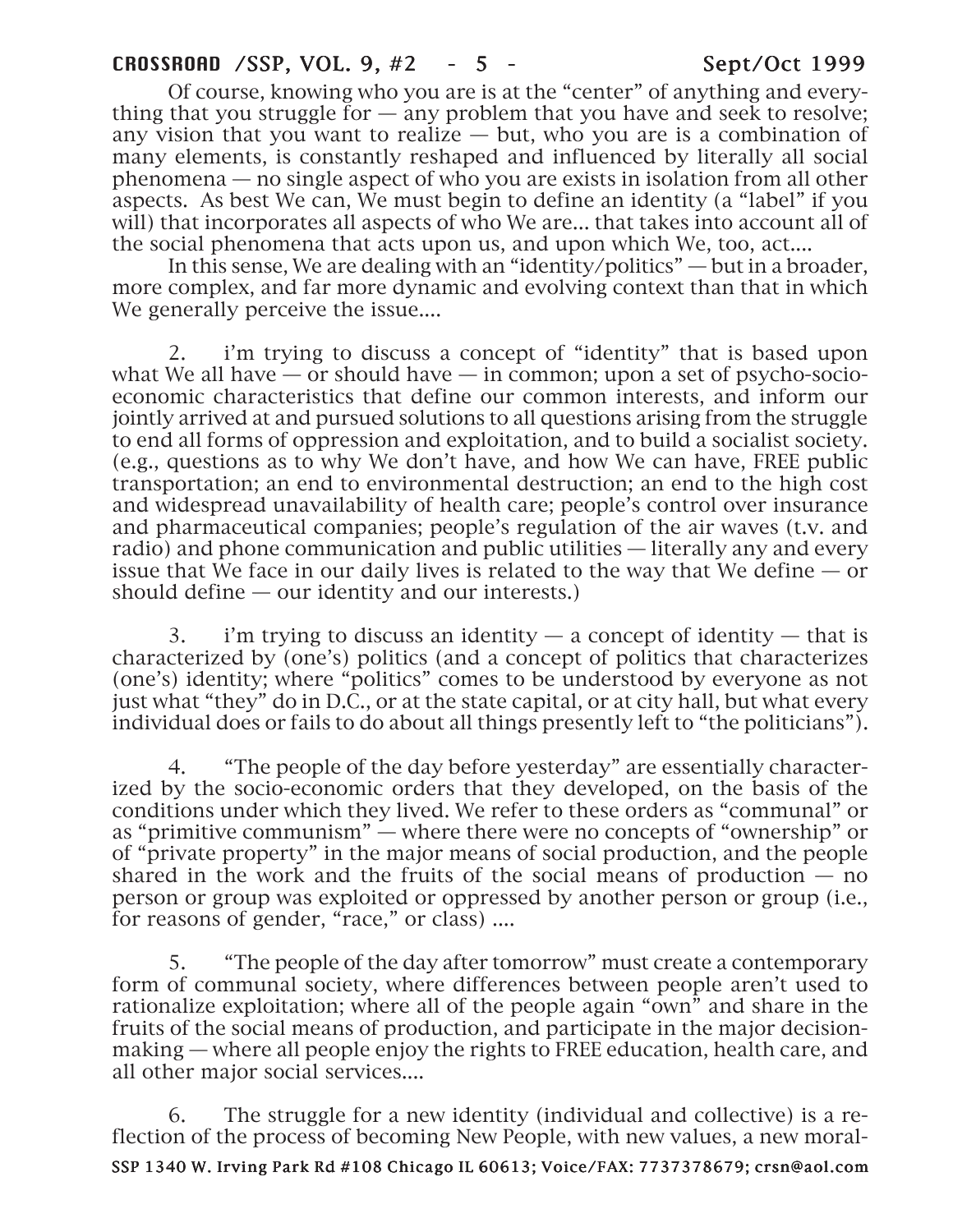Of course, knowing who you are is at the "center" of anything and everything that you struggle for — any problem that you have and seek to resolve; any vision that you want to realize — but, who you are is a combination of many elements, is constantly reshaped and influenced by literally all social phenomena — no single aspect of who you are exists in isolation from all other aspects. As best We can, We must begin to define an identity (a "label" if you will) that incorporates all aspects of who We are... that takes into account all of the social phenomena that acts upon us, and upon which We, too, act....

In this sense, We are dealing with an "identity/politics" — but in a broader, more complex, and far more dynamic and evolving context than that in which We generally perceive the issue....

2. i'm trying to discuss a concept of "identity" that is based upon what We all have — or should have — in common; upon a set of psycho-socio-economic characteristics that define our common interests, and inform our jointly arrived at and pursued solutions to all questions arising from the struggle to end all forms of oppression and exploitation, and to build a socialist society. (e.g., questions as to why We don't have, and how We can have, FREE public transportation; an end to environmental destruction; an end to the high cost and widespread unavailability of health care; people's control over insurance and pharmaceutical companies; people's regulation of the air waves (t.v. and radio) and phone communication and public utilities — literally any and every issue that We face in our daily lives is related to the way that We define — or should define — our identity and our interests.)

3. i'm trying to discuss an identity — a concept of identity — that is characterized by (one's) politics (and a concept of politics that characterizes (one's) identity; where "politics" comes to be understood by everyone as not just what "they" do in D.C., or at the state capital, or at city hall, but what every individual does or fails to do about all things presently left to "the politicians").

4. "The people of the day before yesterday" are essentially characterized by the socio-economic orders that they developed, on the basis of the conditions under which they lived. We refer to these orders as "communal" or as "primitive communism" — where there were no concepts of "ownership" or of "private property" in the major means of social production, and the people shared in the work and the fruits of the social means of production — no person or group was exploited or oppressed by another person or group (i.e., for reasons of gender, "race," or class) ....

5. "The people of the day after tomorrow" must create a contemporary form of communal society, where differences between people aren't used to rationalize exploitation; where all of the people again "own" and share in the fruits of the social means of production, and participate in the major decision-making — where all people enjoy the rights to FREE education, health care, and all other major social services....

6. The struggle for a new identity (individual and collective) is a reflection of the process of becoming New People, with new values, a new moral-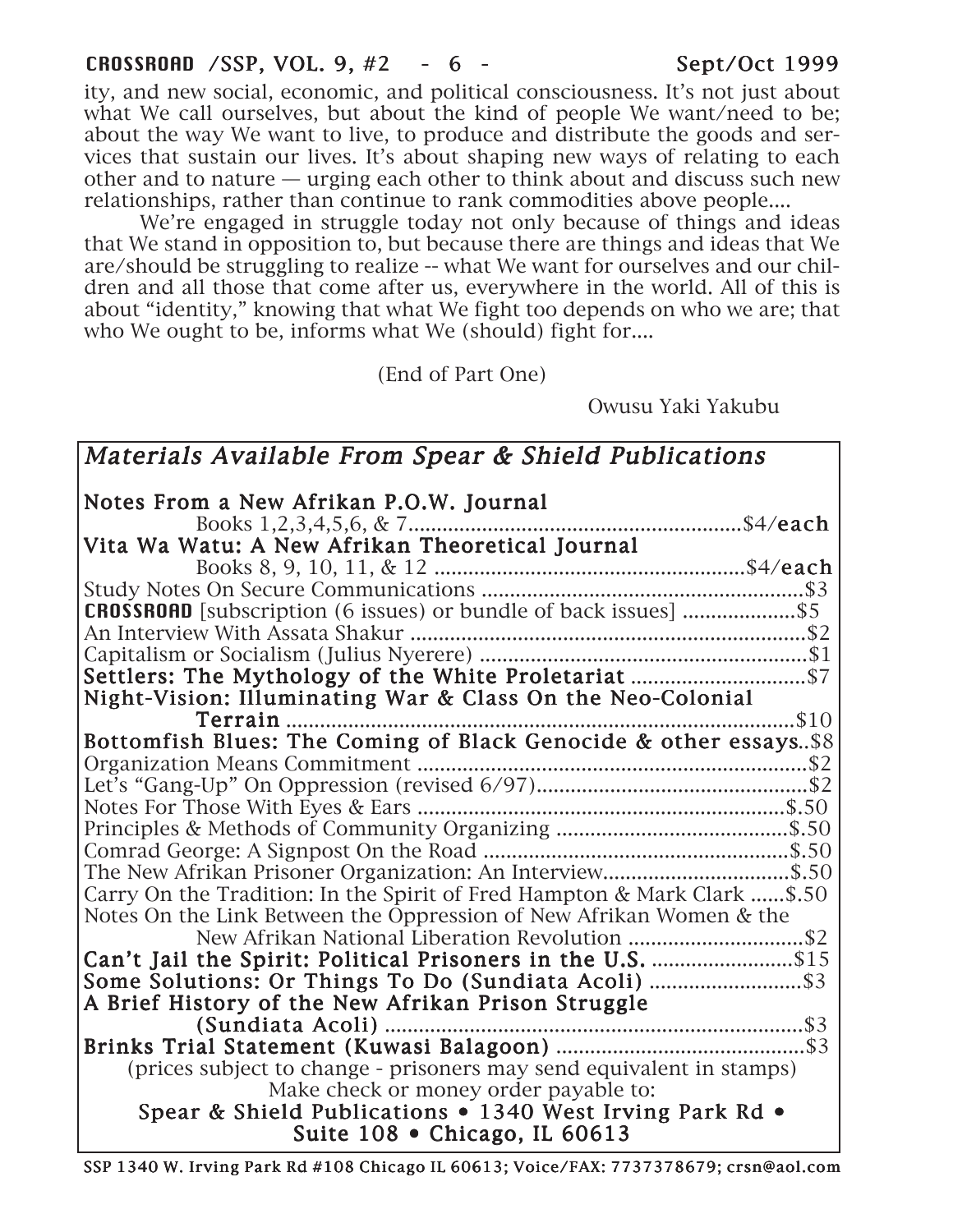ity, and new social, economic, and political consciousness. It's not just about what We call ourselves, but about the kind of people We want/need to be; about the way We want to live, to produce and distribute the goods and services that sustain our lives. It's about shaping new ways of relating to each other and to nature — urging each other to think about and discuss such new relationships, rather than continue to rank commodities above people....

We're engaged in struggle today not only because of things and ideas that We stand in opposition to, but because there are things and ideas that We are/should be struggling to realize -- what We want for ourselves and our children and all those that come after us, everywhere in the world. All of this is about "identity," knowing that what We fight too depends on who we are; that who We ought to be, informs what We (should) fight for....

(End of Part One)

Owusu Yaki Yakubu

## *Materials Available From Spear & Shield Publications*

**Notes From a New Afrikan P.O.W. Journal**
Books 1,2,3,4,5,6, & 7 .......... $4/**each**

**Vita Wa Watu: A New Afrikan Theoretical Journal**
Books 8, 9, 10, 11, & 12 .......... $4/**each**

Study Notes On Secure Communications .......... $3

**CROSSROAD** [subscription (6 issues) or bundle of back issues] .......... $5

An Interview With Assata Shakur .......... $2

Capitalism or Socialism (Julius Nyerere) .......... $1

**Settlers: The Mythology of the White Proletariat** .......... $7

**Night-Vision: Illuminating War & Class On the Neo-Colonial Terrain** .......... $10

**Bottomfish Blues: The Coming of Black Genocide & other essays** .. $8

Organization Means Commitment .......... $2

Let's "Gang-Up" On Oppression (revised 6/97) .......... $2

Notes For Those With Eyes & Ears .......... $.50

Principles & Methods of Community Organizing .......... $.50

Comrad George: A Signpost On the Road .......... $.50

The New Afrikan Prisoner Organization: An Interview .......... $.50

Carry On the Tradition: In the Spirit of Fred Hampton & Mark Clark ...... $.50

Notes On the Link Between the Oppression of New Afrikan Women & the New Afrikan National Liberation Revolution .......... $2

**Can't Jail the Spirit: Political Prisoners in the U.S.** .......... $15

**Some Solutions: Or Things To Do (Sundiata Acoli)** .......... $3

**A Brief History of the New Afrikan Prison Struggle (Sundiata Acoli)** .......... $3

**Brinks Trial Statement (Kuwasi Balagoon)** .......... $3

(prices subject to change - prisoners may send equivalent in stamps)
Make check or money order payable to:
**Spear & Shield Publications • 1340 West Irving Park Rd • Suite 108 • Chicago, IL 60613**

SSP 1340 W. Irving Park Rd #108 Chicago IL 60613; Voice/FAX: 7737378679; crsn@aol.com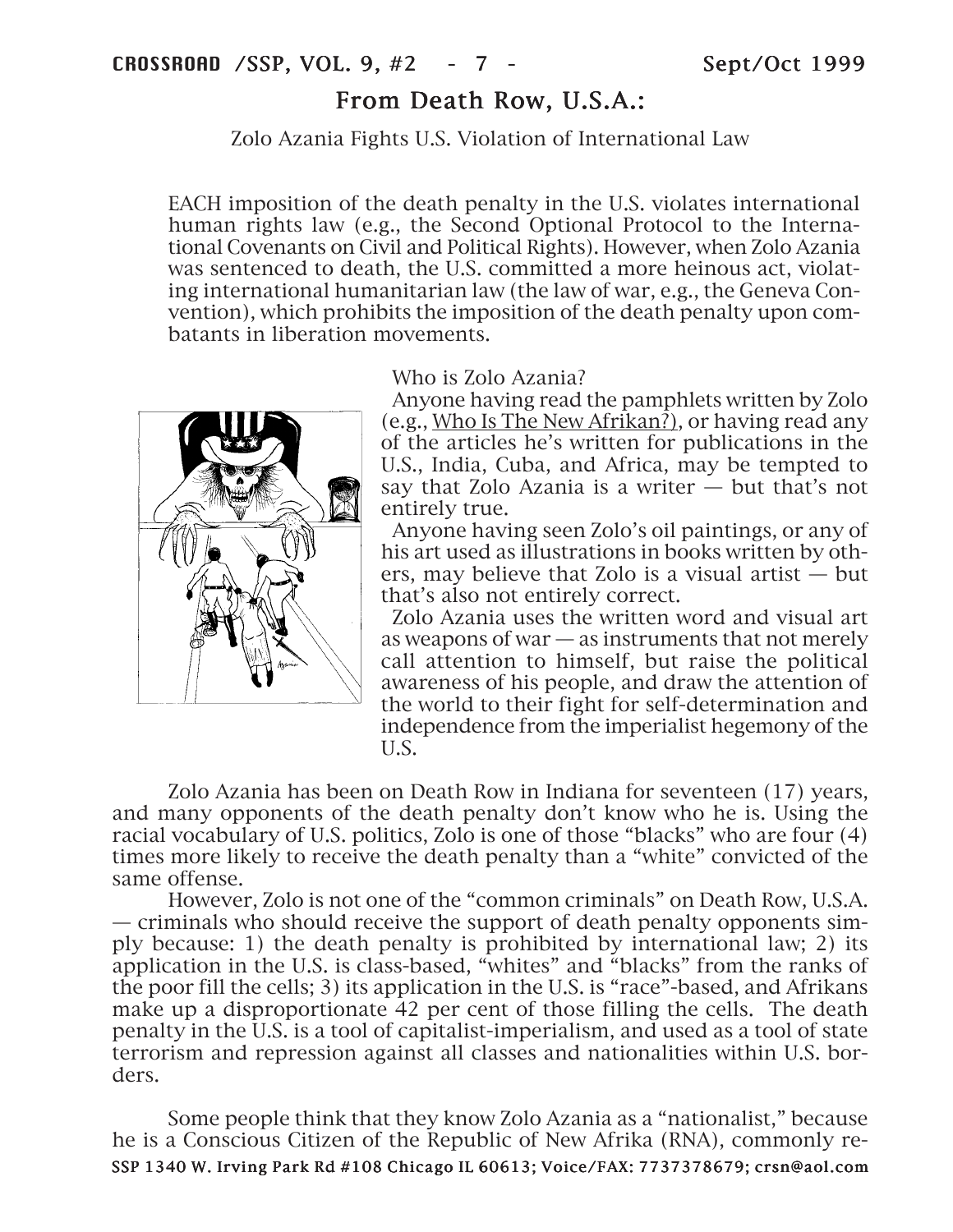# From Death Row, U.S.A.:

Zolo Azania Fights U.S. Violation of International Law

EACH imposition of the death penalty in the U.S. violates international human rights law (e.g., the Second Optional Protocol to the International Covenants on Civil and Political Rights). However, when Zolo Azania was sentenced to death, the U.S. committed a more heinous act, violating international humanitarian law (the law of war, e.g., the Geneva Convention), which prohibits the imposition of the death penalty upon combatants in liberation movements.

Who is Zolo Azania?

Anyone having read the pamphlets written by Zolo (e.g., Who Is The New Afrikan?), or having read any of the articles he's written for publications in the U.S., India, Cuba, and Africa, may be tempted to say that Zolo Azania is a writer — but that's not entirely true.

Anyone having seen Zolo's oil paintings, or any of his art used as illustrations in books written by others, may believe that Zolo is a visual artist — but that's also not entirely correct.

Zolo Azania uses the written word and visual art as weapons of war — as instruments that not merely call attention to himself, but raise the political awareness of his people, and draw the attention of the world to their fight for self-determination and independence from the imperialist hegemony of the U.S.

Zolo Azania has been on Death Row in Indiana for seventeen (17) years, and many opponents of the death penalty don't know who he is. Using the racial vocabulary of U.S. politics, Zolo is one of those "blacks" who are four (4) times more likely to receive the death penalty than a "white" convicted of the same offense.

However, Zolo is not one of the "common criminals" on Death Row, U.S.A. — criminals who should receive the support of death penalty opponents simply because: 1) the death penalty is prohibited by international law; 2) its application in the U.S. is class-based, "whites" and "blacks" from the ranks of the poor fill the cells; 3) its application in the U.S. is "race"-based, and Afrikans make up a disproportionate 42 per cent of those filling the cells. The death penalty in the U.S. is a tool of capitalist-imperialism, and used as a tool of state terrorism and repression against all classes and nationalities within U.S. borders.

Some people think that they know Zolo Azania as a "nationalist," because he is a Conscious Citizen of the Republic of New Afrika (RNA), commonly re-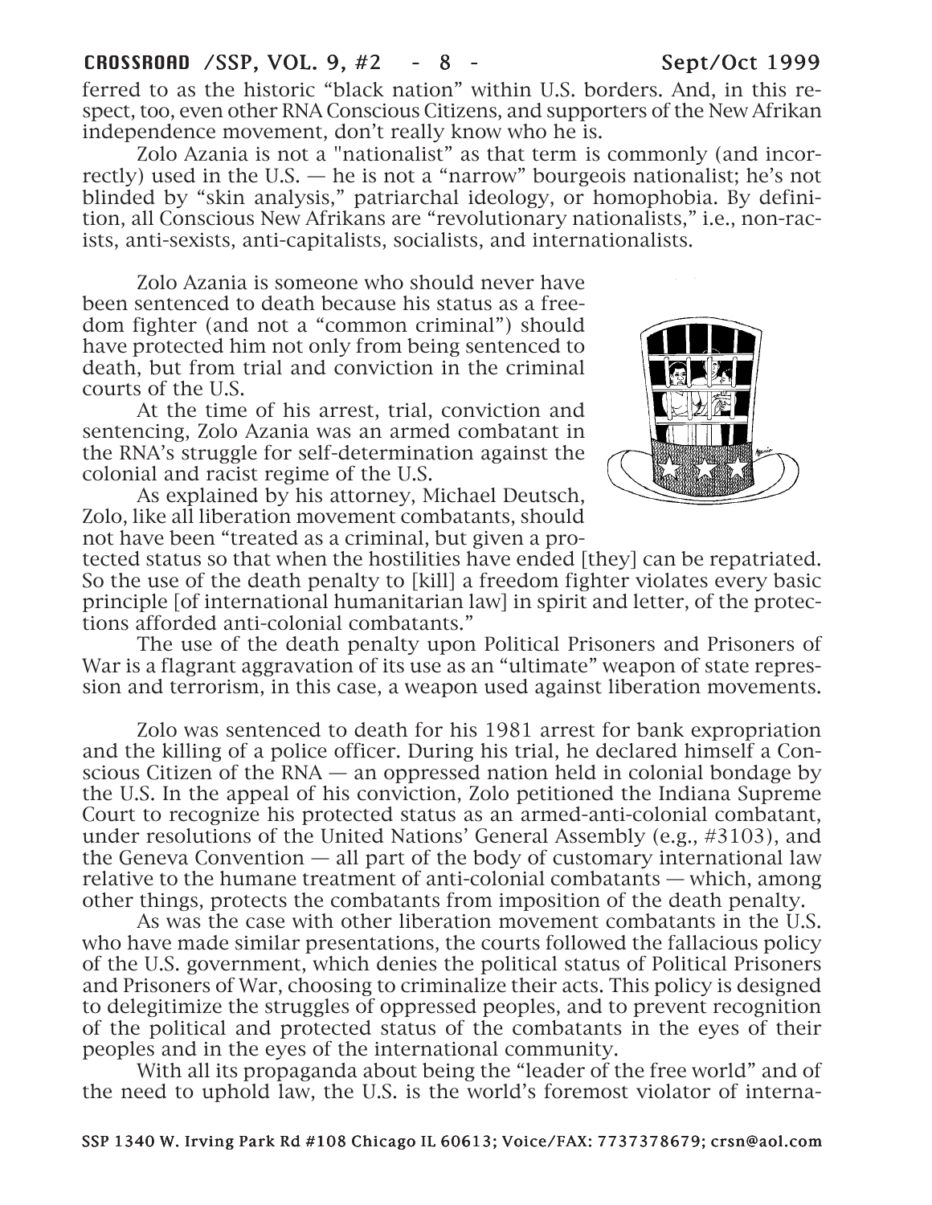ferred to as the historic "black nation" within U.S. borders. And, in this respect, too, even other RNA Conscious Citizens, and supporters of the New Afrikan independence movement, don't really know who he is.

Zolo Azania is not a "nationalist" as that term is commonly (and incorrectly) used in the U.S. — he is not a "narrow" bourgeois nationalist; he's not blinded by "skin analysis," patriarchal ideology, or homophobia. By definition, all Conscious New Afrikans are "revolutionary nationalists," i.e., non-racists, anti-sexists, anti-capitalists, socialists, and internationalists.

Zolo Azania is someone who should never have been sentenced to death because his status as a freedom fighter (and not a "common criminal") should have protected him not only from being sentenced to death, but from trial and conviction in the criminal courts of the U.S.

At the time of his arrest, trial, conviction and sentencing, Zolo Azania was an armed combatant in the RNA's struggle for self-determination against the colonial and racist regime of the U.S.

As explained by his attorney, Michael Deutsch, Zolo, like all liberation movement combatants, should not have been "treated as a criminal, but given a protected status so that when the hostilities have ended [they] can be repatriated. So the use of the death penalty to [kill] a freedom fighter violates every basic principle [of international humanitarian law] in spirit and letter, of the protections afforded anti-colonial combatants."

The use of the death penalty upon Political Prisoners and Prisoners of War is a flagrant aggravation of its use as an "ultimate" weapon of state repression and terrorism, in this case, a weapon used against liberation movements.

Zolo was sentenced to death for his 1981 arrest for bank expropriation and the killing of a police officer. During his trial, he declared himself a Conscious Citizen of the RNA — an oppressed nation held in colonial bondage by the U.S. In the appeal of his conviction, Zolo petitioned the Indiana Supreme Court to recognize his protected status as an armed-anti-colonial combatant, under resolutions of the United Nations' General Assembly (e.g., #3103), and the Geneva Convention — all part of the body of customary international law relative to the humane treatment of anti-colonial combatants — which, among other things, protects the combatants from imposition of the death penalty.

As was the case with other liberation movement combatants in the U.S. who have made similar presentations, the courts followed the fallacious policy of the U.S. government, which denies the political status of Political Prisoners and Prisoners of War, choosing to criminalize their acts. This policy is designed to delegitimize the struggles of oppressed peoples, and to prevent recognition of the political and protected status of the combatants in the eyes of their peoples and in the eyes of the international community.

With all its propaganda about being the "leader of the free world" and of the need to uphold law, the U.S. is the world's foremost violator of interna-

SSP 1340 W. Irving Park Rd #108 Chicago IL 60613; Voice/FAX: 7737378679; crsn@aol.com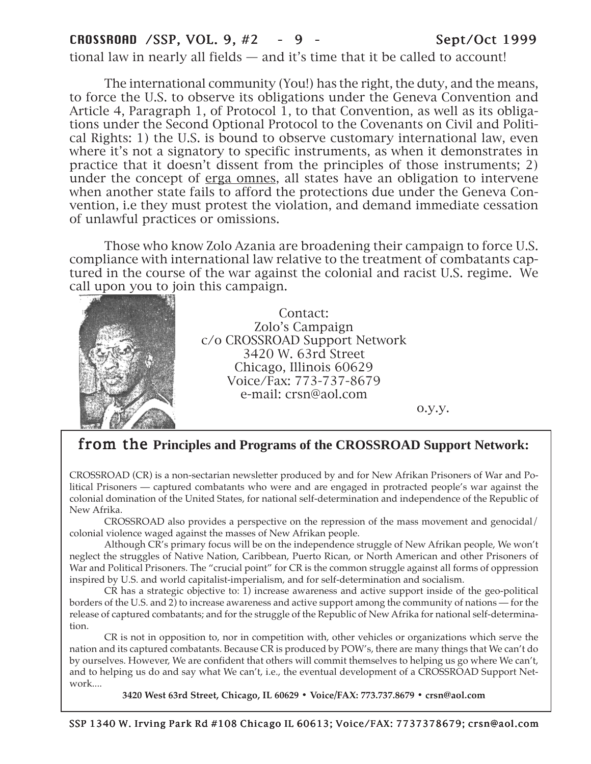tional law in nearly all fields — and it's time that it be called to account!

The international community (You!) has the right, the duty, and the means, to force the U.S. to observe its obligations under the Geneva Convention and Article 4, Paragraph 1, of Protocol 1, to that Convention, as well as its obligations under the Second Optional Protocol to the Covenants on Civil and Political Rights: 1) the U.S. is bound to observe customary international law, even where it's not a signatory to specific instruments, as when it demonstrates in practice that it doesn't dissent from the principles of those instruments; 2) under the concept of erga omnes, all states have an obligation to intervene when another state fails to afford the protections due under the Geneva Convention, i.e they must protest the violation, and demand immediate cessation of unlawful practices or omissions.

Those who know Zolo Azania are broadening their campaign to force U.S. compliance with international law relative to the treatment of combatants captured in the course of the war against the colonial and racist U.S. regime. We call upon you to join this campaign.

Contact:
Zolo's Campaign
c/o CROSSROAD Support Network
3420 W. 63rd Street
Chicago, Illinois 60629
Voice/Fax: 773-737-8679
e-mail: crsn@aol.com

o.y.y.

## from the Principles and Programs of the CROSSROAD Support Network:

CROSSROAD (CR) is a non-sectarian newsletter produced by and for New Afrikan Prisoners of War and Political Prisoners — captured combatants who were and are engaged in protracted people's war against the colonial domination of the United States, for national self-determination and independence of the Republic of New Afrika.

CROSSROAD also provides a perspective on the repression of the mass movement and genocidal/colonial violence waged against the masses of New Afrikan people.

Although CR's primary focus will be on the independence struggle of New Afrikan people, We won't neglect the struggles of Native Nation, Caribbean, Puerto Rican, or North American and other Prisoners of War and Political Prisoners. The "crucial point" for CR is the common struggle against all forms of oppression inspired by U.S. and world capitalist-imperialism, and for self-determination and socialism.

CR has a strategic objective to: 1) increase awareness and active support inside of the geo-political borders of the U.S. and 2) to increase awareness and active support among the community of nations — for the release of captured combatants; and for the struggle of the Republic of New Afrika for national self-determination.

CR is not in opposition to, nor in competition with, other vehicles or organizations which serve the nation and its captured combatants. Because CR is produced by POW's, there are many things that We can't do by ourselves. However, We are confident that others will commit themselves to helping us go where We can't, and to helping us do and say what We can't, i.e., the eventual development of a CROSSROAD Support Network....

**3420 West 63rd Street, Chicago, IL 60629 • Voice/FAX: 773.737.8679 • crsn@aol.com**

SSP 1340 W. Irving Park Rd #108 Chicago IL 60613; Voice/FAX: 7737378679; crsn@aol.com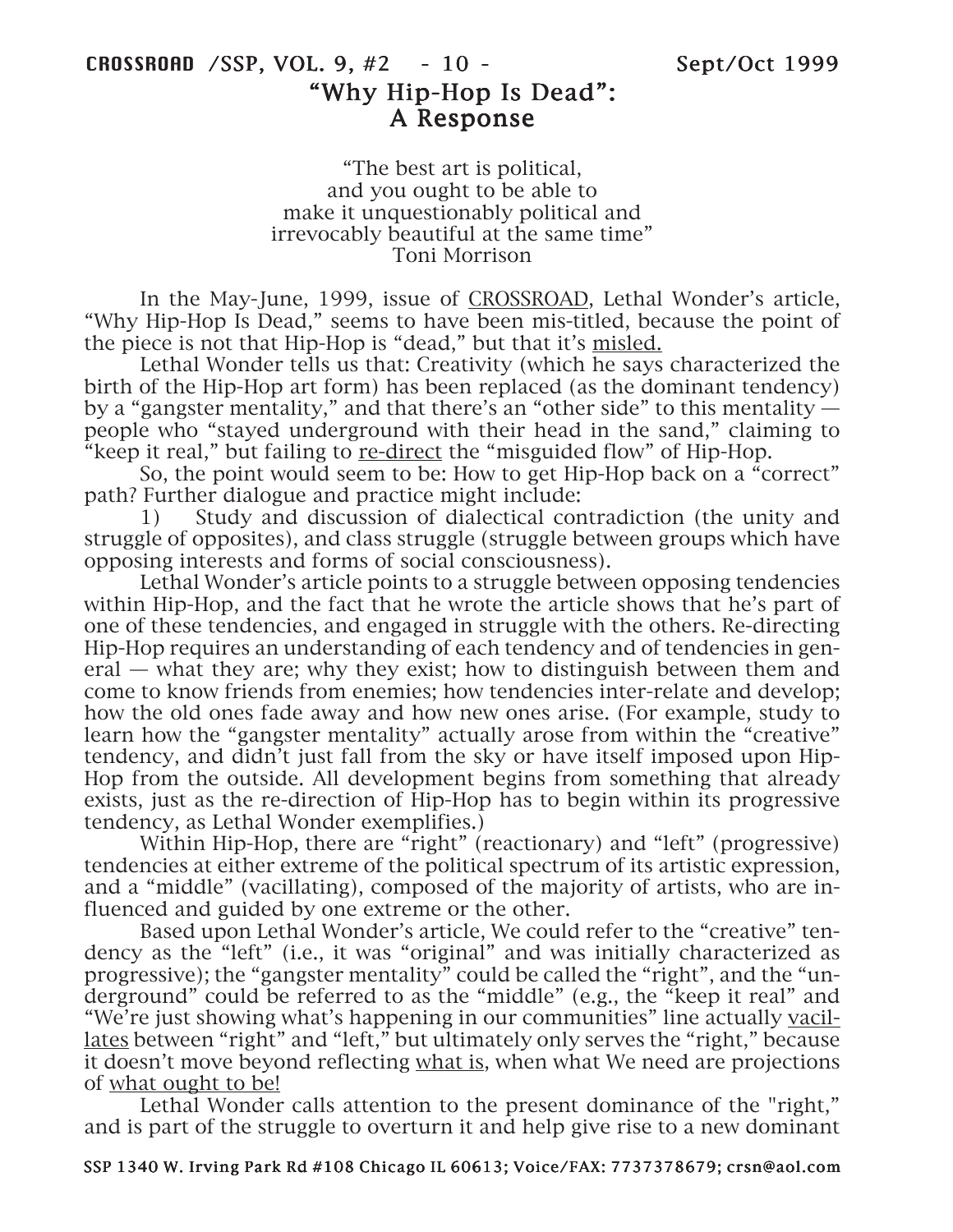# "Why Hip-Hop Is Dead": A Response

"The best art is political,
and you ought to be able to
make it unquestionably political and
irrevocably beautiful at the same time"
Toni Morrison

In the May-June, 1999, issue of CROSSROAD, Lethal Wonder's article, "Why Hip-Hop Is Dead," seems to have been mis-titled, because the point of the piece is not that Hip-Hop is "dead," but that it's misled.

Lethal Wonder tells us that: Creativity (which he says characterized the birth of the Hip-Hop art form) has been replaced (as the dominant tendency) by a "gangster mentality," and that there's an "other side" to this mentality — people who "stayed underground with their head in the sand," claiming to "keep it real," but failing to re-direct the "misguided flow" of Hip-Hop.

So, the point would seem to be: How to get Hip-Hop back on a "correct" path? Further dialogue and practice might include:

1) Study and discussion of dialectical contradiction (the unity and struggle of opposites), and class struggle (struggle between groups which have opposing interests and forms of social consciousness).

Lethal Wonder's article points to a struggle between opposing tendencies within Hip-Hop, and the fact that he wrote the article shows that he's part of one of these tendencies, and engaged in struggle with the others. Re-directing Hip-Hop requires an understanding of each tendency and of tendencies in general — what they are; why they exist; how to distinguish between them and come to know friends from enemies; how tendencies inter-relate and develop; how the old ones fade away and how new ones arise. (For example, study to learn how the "gangster mentality" actually arose from within the "creative" tendency, and didn't just fall from the sky or have itself imposed upon Hip-Hop from the outside. All development begins from something that already exists, just as the re-direction of Hip-Hop has to begin within its progressive tendency, as Lethal Wonder exemplifies.)

Within Hip-Hop, there are "right" (reactionary) and "left" (progressive) tendencies at either extreme of the political spectrum of its artistic expression, and a "middle" (vacillating), composed of the majority of artists, who are influenced and guided by one extreme or the other.

Based upon Lethal Wonder's article, We could refer to the "creative" tendency as the "left" (i.e., it was "original" and was initially characterized as progressive); the "gangster mentality" could be called the "right", and the "underground" could be referred to as the "middle" (e.g., the "keep it real" and "We're just showing what's happening in our communities" line actually vacillates between "right" and "left," but ultimately only serves the "right," because it doesn't move beyond reflecting what is, when what We need are projections of what ought to be!

Lethal Wonder calls attention to the present dominance of the "right," and is part of the struggle to overturn it and help give rise to a new dominant

SSP 1340 W. Irving Park Rd #108 Chicago IL 60613; Voice/FAX: 7737378679; crsn@aol.com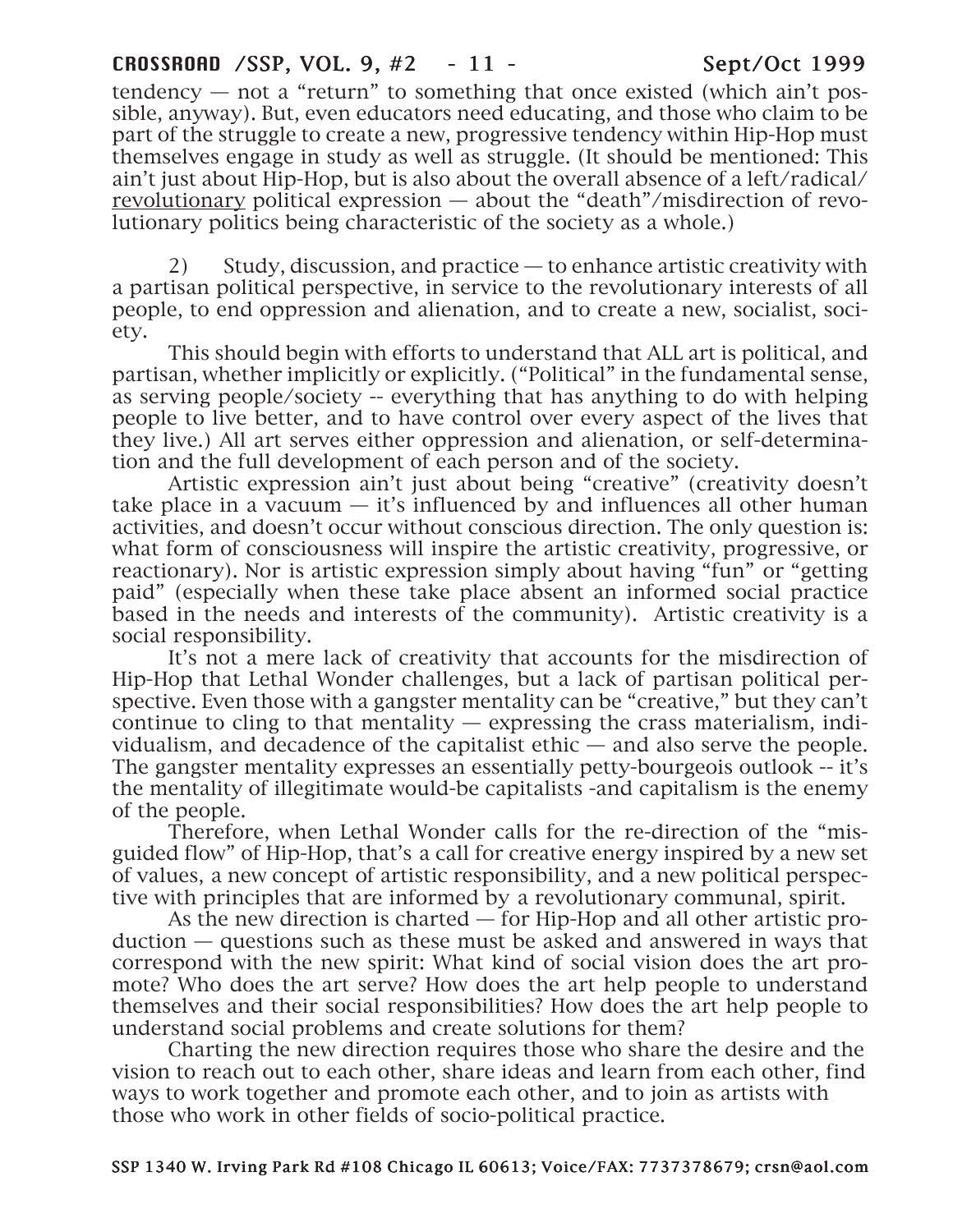tendency — not a "return" to something that once existed (which ain't possible, anyway). But, even educators need educating, and those who claim to be part of the struggle to create a new, progressive tendency within Hip-Hop must themselves engage in study as well as struggle. (It should be mentioned: This ain't just about Hip-Hop, but is also about the overall absence of a left/radical/ revolutionary political expression — about the "death"/misdirection of revolutionary politics being characteristic of the society as a whole.)

2) Study, discussion, and practice — to enhance artistic creativity with a partisan political perspective, in service to the revolutionary interests of all people, to end oppression and alienation, and to create a new, socialist, society.

This should begin with efforts to understand that ALL art is political, and partisan, whether implicitly or explicitly. ("Political" in the fundamental sense, as serving people/society -- everything that has anything to do with helping people to live better, and to have control over every aspect of the lives that they live.) All art serves either oppression and alienation, or self-determination and the full development of each person and of the society.

Artistic expression ain't just about being "creative" (creativity doesn't take place in a vacuum — it's influenced by and influences all other human activities, and doesn't occur without conscious direction. The only question is: what form of consciousness will inspire the artistic creativity, progressive, or reactionary). Nor is artistic expression simply about having "fun" or "getting paid" (especially when these take place absent an informed social practice based in the needs and interests of the community). Artistic creativity is a social responsibility.

It's not a mere lack of creativity that accounts for the misdirection of Hip-Hop that Lethal Wonder challenges, but a lack of partisan political perspective. Even those with a gangster mentality can be "creative," but they can't continue to cling to that mentality — expressing the crass materialism, individualism, and decadence of the capitalist ethic — and also serve the people. The gangster mentality expresses an essentially petty-bourgeois outlook -- it's the mentality of illegitimate would-be capitalists -and capitalism is the enemy of the people.

Therefore, when Lethal Wonder calls for the re-direction of the "misguided flow" of Hip-Hop, that's a call for creative energy inspired by a new set of values, a new concept of artistic responsibility, and a new political perspective with principles that are informed by a revolutionary communal, spirit.

As the new direction is charted — for Hip-Hop and all other artistic production — questions such as these must be asked and answered in ways that correspond with the new spirit: What kind of social vision does the art promote? Who does the art serve? How does the art help people to understand themselves and their social responsibilities? How does the art help people to understand social problems and create solutions for them?

Charting the new direction requires those who share the desire and the vision to reach out to each other, share ideas and learn from each other, find ways to work together and promote each other, and to join as artists with those who work in other fields of socio-political practice.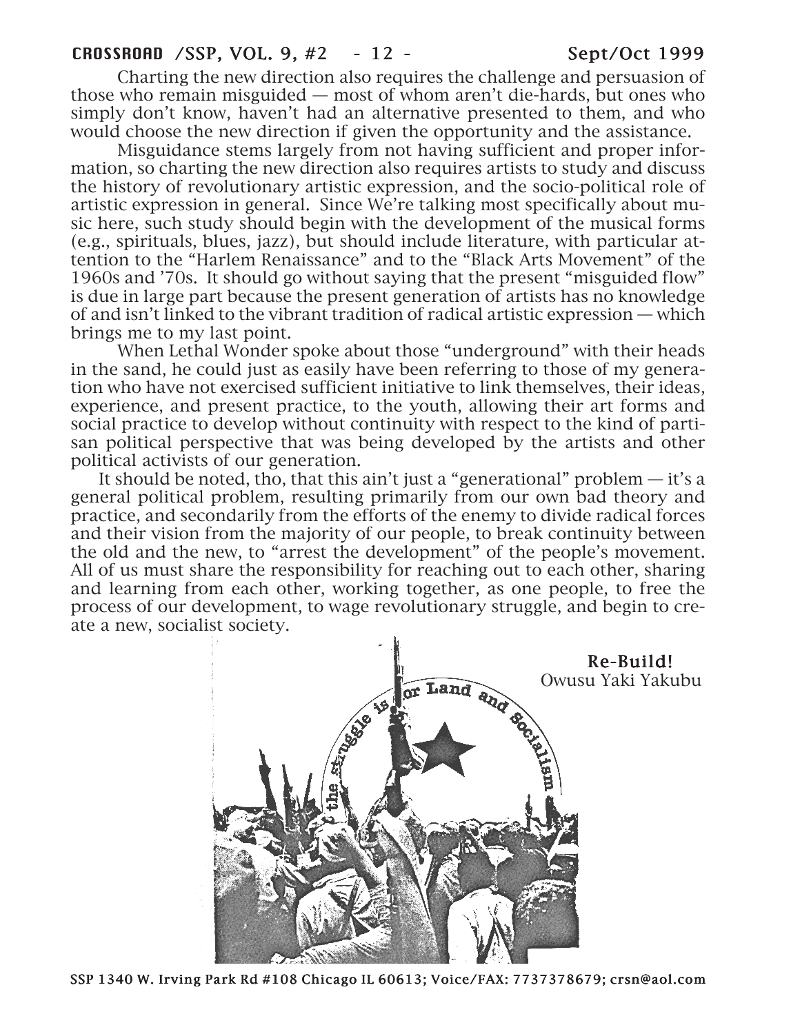Charting the new direction also requires the challenge and persuasion of those who remain misguided — most of whom aren't die-hards, but ones who simply don't know, haven't had an alternative presented to them, and who would choose the new direction if given the opportunity and the assistance.

Misguidance stems largely from not having sufficient and proper information, so charting the new direction also requires artists to study and discuss the history of revolutionary artistic expression, and the socio-political role of artistic expression in general. Since We're talking most specifically about music here, such study should begin with the development of the musical forms (e.g., spirituals, blues, jazz), but should include literature, with particular attention to the "Harlem Renaissance" and to the "Black Arts Movement" of the 1960s and '70s. It should go without saying that the present "misguided flow" is due in large part because the present generation of artists has no knowledge of and isn't linked to the vibrant tradition of radical artistic expression — which brings me to my last point.

When Lethal Wonder spoke about those "underground" with their heads in the sand, he could just as easily have been referring to those of my generation who have not exercised sufficient initiative to link themselves, their ideas, experience, and present practice, to the youth, allowing their art forms and social practice to develop without continuity with respect to the kind of partisan political perspective that was being developed by the artists and other political activists of our generation.

It should be noted, tho, that this ain't just a "generational" problem — it's a general political problem, resulting primarily from our own bad theory and practice, and secondarily from the efforts of the enemy to divide radical forces and their vision from the majority of our people, to break continuity between the old and the new, to "arrest the development" of the people's movement. All of us must share the responsibility for reaching out to each other, sharing and learning from each other, working together, as one people, to free the process of our development, to wage revolutionary struggle, and begin to create a new, socialist society.

**Re-Build!**
Owusu Yaki Yakubu

the struggle is for Land and Socialism

SSP 1340 W. Irving Park Rd #108 Chicago IL 60613; Voice/FAX: 7737378679; crsn@aol.com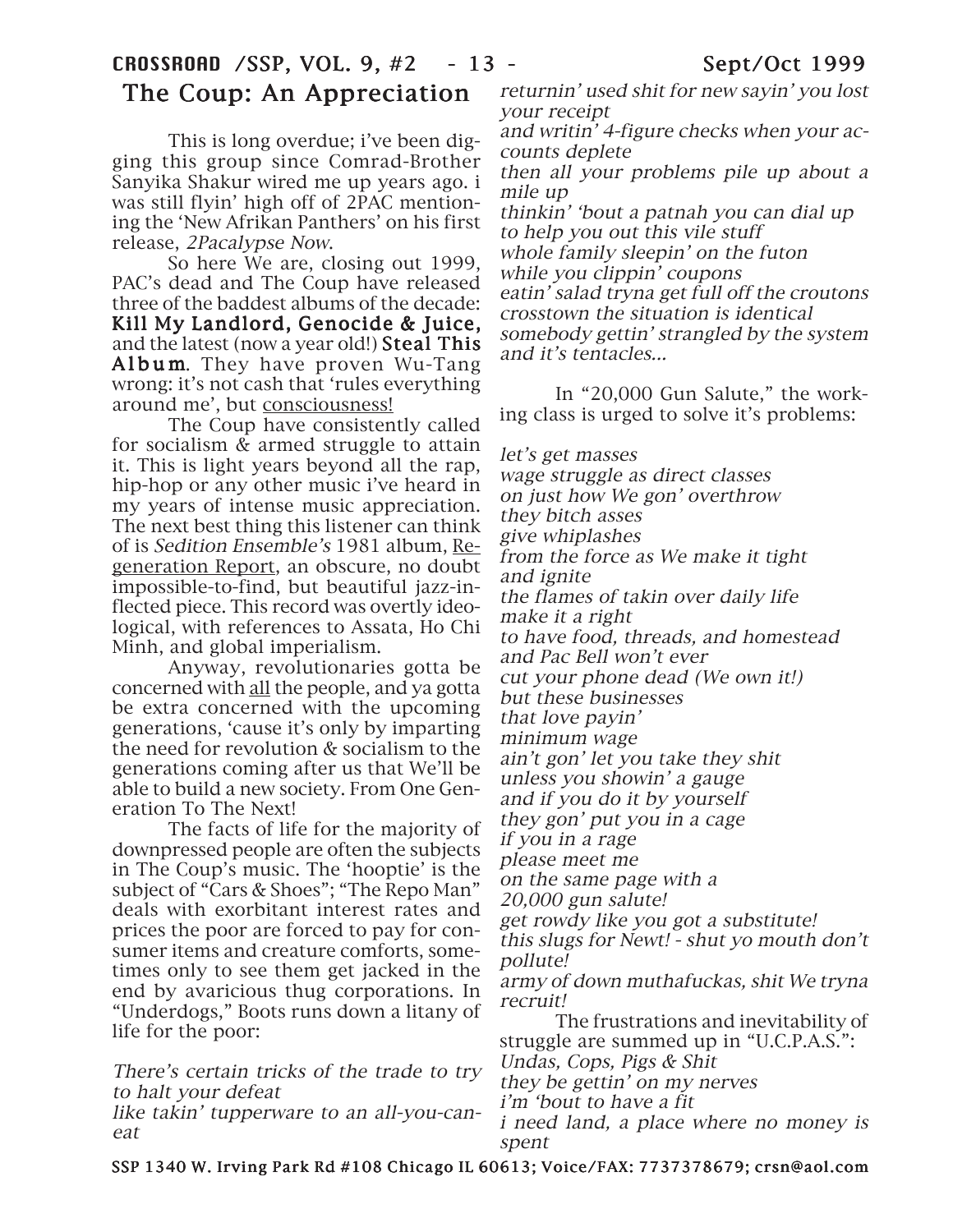## The Coup: An Appreciation

This is long overdue; i've been digging this group since Comrad-Brother Sanyika Shakur wired me up years ago. i was still flyin' high off of 2PAC mentioning the 'New Afrikan Panthers' on his first release, *2Pacalypse Now*.

So here We are, closing out 1999, PAC's dead and The Coup have released three of the baddest albums of the decade: **Kill My Landlord, Genocide & Juice,** and the latest (now a year old!) **Steal This Album**. They have proven Wu-Tang wrong: it's not cash that 'rules everything around me', but consciousness!

The Coup have consistently called for socialism & armed struggle to attain it. This is light years beyond all the rap, hip-hop or any other music i've heard in my years of intense music appreciation. The next best thing this listener can think of is *Sedition Ensemble's* 1981 album, Regeneration Report, an obscure, no doubt impossible-to-find, but beautiful jazz-inflected piece. This record was overtly ideological, with references to Assata, Ho Chi Minh, and global imperialism.

Anyway, revolutionaries gotta be concerned with all the people, and ya gotta be extra concerned with the upcoming generations, 'cause it's only by imparting the need for revolution & socialism to the generations coming after us that We'll be able to build a new society. From One Generation To The Next!

The facts of life for the majority of downpressed people are often the subjects in The Coup's music. The 'hooptie' is the subject of "Cars & Shoes"; "The Repo Man" deals with exorbitant interest rates and prices the poor are forced to pay for consumer items and creature comforts, sometimes only to see them get jacked in the end by avaricious thug corporations. In "Underdogs," Boots runs down a litany of life for the poor:

*There's certain tricks of the trade to try to halt your defeat*
*like takin' tupperware to an all-you-can-eat*
*returnin' used shit for new sayin' you lost your receipt*
*and writin' 4-figure checks when your accounts deplete*
*then all your problems pile up about a mile up*
*thinkin' 'bout a patnah you can dial up*
*to help you out this vile stuff*
*whole family sleepin' on the futon*
*while you clippin' coupons*
*eatin' salad tryna get full off the croutons*
*crosstown the situation is identical*
*somebody gettin' strangled by the system and it's tentacles...*

In "20,000 Gun Salute," the working class is urged to solve it's problems:

*let's get masses*
*wage struggle as direct classes*
*on just how We gon' overthrow*
*they bitch asses*
*give whiplashes*
*from the force as We make it tight*
*and ignite*
*the flames of takin over daily life*
*make it a right*
*to have food, threads, and homestead*
*and Pac Bell won't ever*
*cut your phone dead (We own it!)*
*but these businesses*
*that love payin'*
*minimum wage*
*ain't gon' let you take they shit*
*unless you showin' a gauge*
*and if you do it by yourself*
*they gon' put you in a cage*
*if you in a rage*
*please meet me*
*on the same page with a*
*20,000 gun salute!*
*get rowdy like you got a substitute!*
*this slugs for Newt! - shut yo mouth don't pollute!*
*army of down muthafuckas, shit We tryna recruit!*

The frustrations and inevitability of struggle are summed up in "U.C.P.A.S.":

*Undas, Cops, Pigs & Shit*
*they be gettin' on my nerves*
*i'm 'bout to have a fit*
*i need land, a place where no money is spent*

SSP 1340 W. Irving Park Rd #108 Chicago IL 60613; Voice/FAX: 7737378679; crsn@aol.com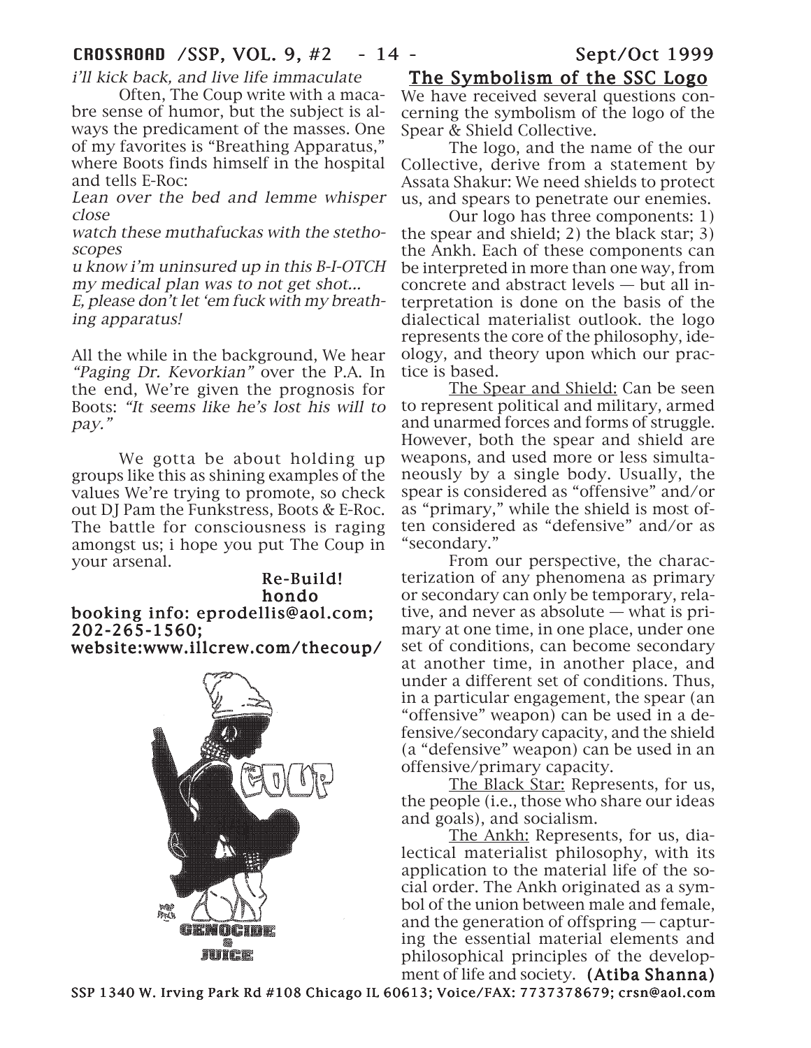*i'll kick back, and live life immaculate*

Often, The Coup write with a macabre sense of humor, but the subject is always the predicament of the masses. One of my favorites is "Breathing Apparatus," where Boots finds himself in the hospital and tells E-Roc:

*Lean over the bed and lemme whisper close*
*watch these muthafuckas with the stethoscopes*
*u know i'm uninsured up in this B-I-OTCH*
*my medical plan was to not get shot...*
*E, please don't let 'em fuck with my breathing apparatus!*

All the while in the background, We hear *"Paging Dr. Kevorkian"* over the P.A. In the end, We're given the prognosis for Boots: *"It seems like he's lost his will to pay."*

We gotta be about holding up groups like this as shining examples of the values We're trying to promote, so check out DJ Pam the Funkstress, Boots & E-Roc. The battle for consciousness is raging amongst us; i hope you put The Coup in your arsenal.

**Re-Build!**
**hondo**

**booking info: eprodellis@aol.com; 202-265-1560; website:www.illcrew.com/thecoup/**

## The Symbolism of the SSC Logo

We have received several questions concerning the symbolism of the logo of the Spear & Shield Collective.

The logo, and the name of the our Collective, derive from a statement by Assata Shakur: We need shields to protect us, and spears to penetrate our enemies.

Our logo has three components: 1) the spear and shield; 2) the black star; 3) the Ankh. Each of these components can be interpreted in more than one way, from concrete and abstract levels — but all interpretation is done on the basis of the dialectical materialist outlook. the logo represents the core of the philosophy, ideology, and theory upon which our practice is based.

The Spear and Shield: Can be seen to represent political and military, armed and unarmed forces and forms of struggle. However, both the spear and shield are weapons, and used more or less simultaneously by a single body. Usually, the spear is considered as "offensive" and/or as "primary," while the shield is most often considered as "defensive" and/or as "secondary."

From our perspective, the characterization of any phenomena as primary or secondary can only be temporary, relative, and never as absolute — what is primary at one time, in one place, under one set of conditions, can become secondary at another time, in another place, and under a different set of conditions. Thus, in a particular engagement, the spear (an "offensive" weapon) can be used in a defensive/secondary capacity, and the shield (a "defensive" weapon) can be used in an offensive/primary capacity.

The Black Star: Represents, for us, the people (i.e., those who share our ideas and goals), and socialism.

The Ankh: Represents, for us, dialectical materialist philosophy, with its application to the material life of the social order. The Ankh originated as a symbol of the union between male and female, and the generation of offspring — capturing the essential material elements and philosophical principles of the development of life and society. **(Atiba Shanna)**

SSP 1340 W. Irving Park Rd #108 Chicago IL 60613; Voice/FAX: 7737378679; crsn@aol.com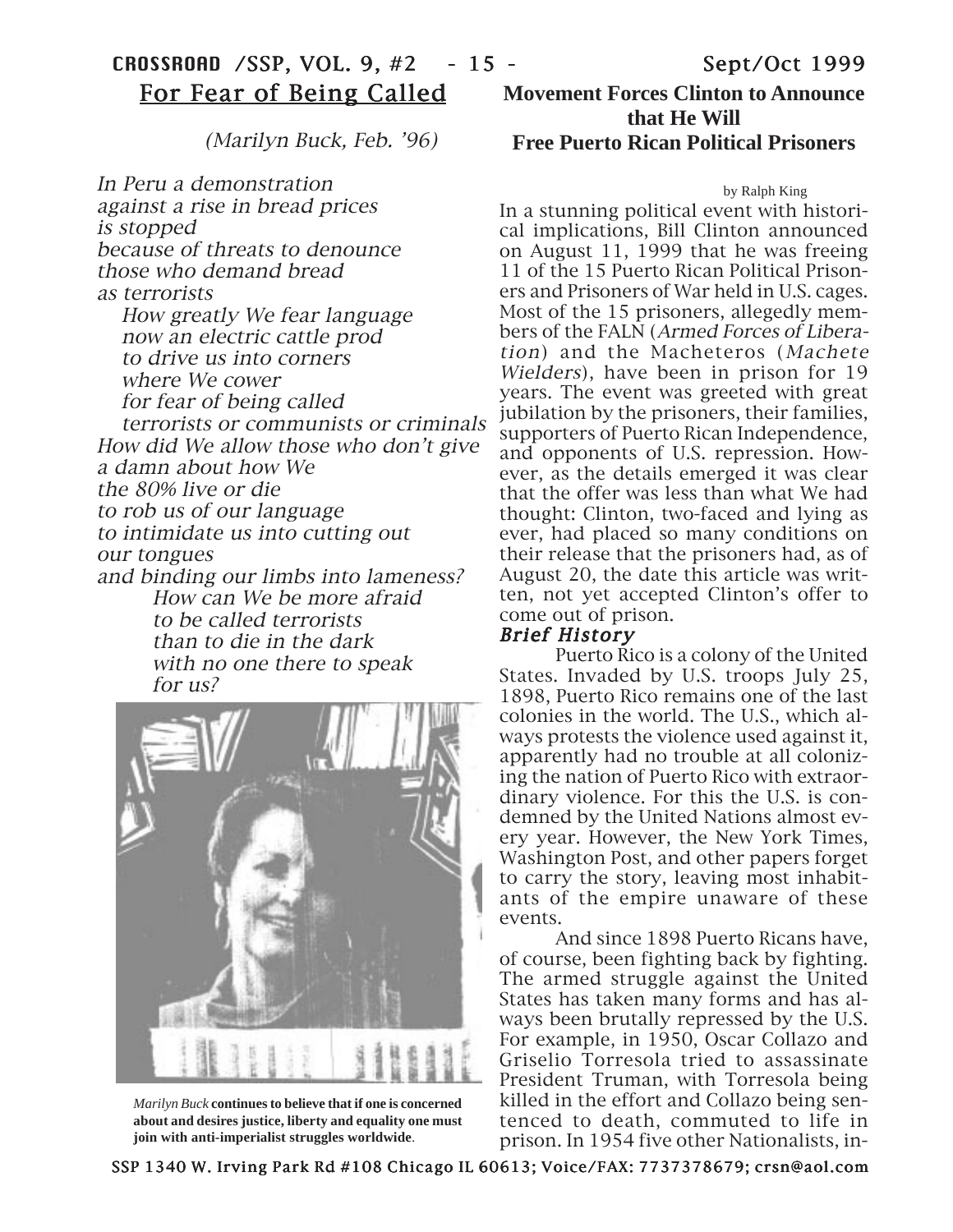## For Fear of Being Called

*(Marilyn Buck, Feb. '96)*

*In Peru a demonstration*
*against a rise in bread prices*
*is stopped*
*because of threats to denounce*
*those who demand bread*
*as terrorists*
*How greatly We fear language*
*now an electric cattle prod*
*to drive us into corners*
*where We cower*
*for fear of being called*
*terrorists or communists or criminals*
*How did We allow those who don't give*
*a damn about how We*
*the 80% live or die*
*to rob us of our language*
*to intimidate us into cutting out*
*our tongues*
*and binding our limbs into lameness?*
*How can We be more afraid*
*to be called terrorists*
*than to die in the dark*
*with no one there to speak*
*for us?*

*Marilyn Buck* **continues to believe that if one is concerned about and desires justice, liberty and equality one must join with anti-imperialist struggles worldwide**.

## Movement Forces Clinton to Announce that He Will Free Puerto Rican Political Prisoners

by Ralph King

In a stunning political event with historical implications, Bill Clinton announced on August 11, 1999 that he was freeing 11 of the 15 Puerto Rican Political Prisoners and Prisoners of War held in U.S. cages. Most of the 15 prisoners, allegedly members of the FALN (*Armed Forces of Liberation*) and the Macheteros (*Machete Wielders*), have been in prison for 19 years. The event was greeted with great jubilation by the prisoners, their families, supporters of Puerto Rican Independence, and opponents of U.S. repression. However, as the details emerged it was clear that the offer was less than what We had thought: Clinton, two-faced and lying as ever, had placed so many conditions on their release that the prisoners had, as of August 20, the date this article was written, not yet accepted Clinton's offer to come out of prison.

### *Brief History*

Puerto Rico is a colony of the United States. Invaded by U.S. troops July 25, 1898, Puerto Rico remains one of the last colonies in the world. The U.S., which always protests the violence used against it, apparently had no trouble at all colonizing the nation of Puerto Rico with extraordinary violence. For this the U.S. is condemned by the United Nations almost every year. However, the New York Times, Washington Post, and other papers forget to carry the story, leaving most inhabitants of the empire unaware of these events.

And since 1898 Puerto Ricans have, of course, been fighting back by fighting. The armed struggle against the United States has taken many forms and has always been brutally repressed by the U.S. For example, in 1950, Oscar Collazo and Griselio Torresola tried to assassinate President Truman, with Torresola being killed in the effort and Collazo being sentenced to death, commuted to life in prison. In 1954 five other Nationalists, in-

SSP 1340 W. Irving Park Rd #108 Chicago IL 60613; Voice/FAX: 7737378679; crsn@aol.com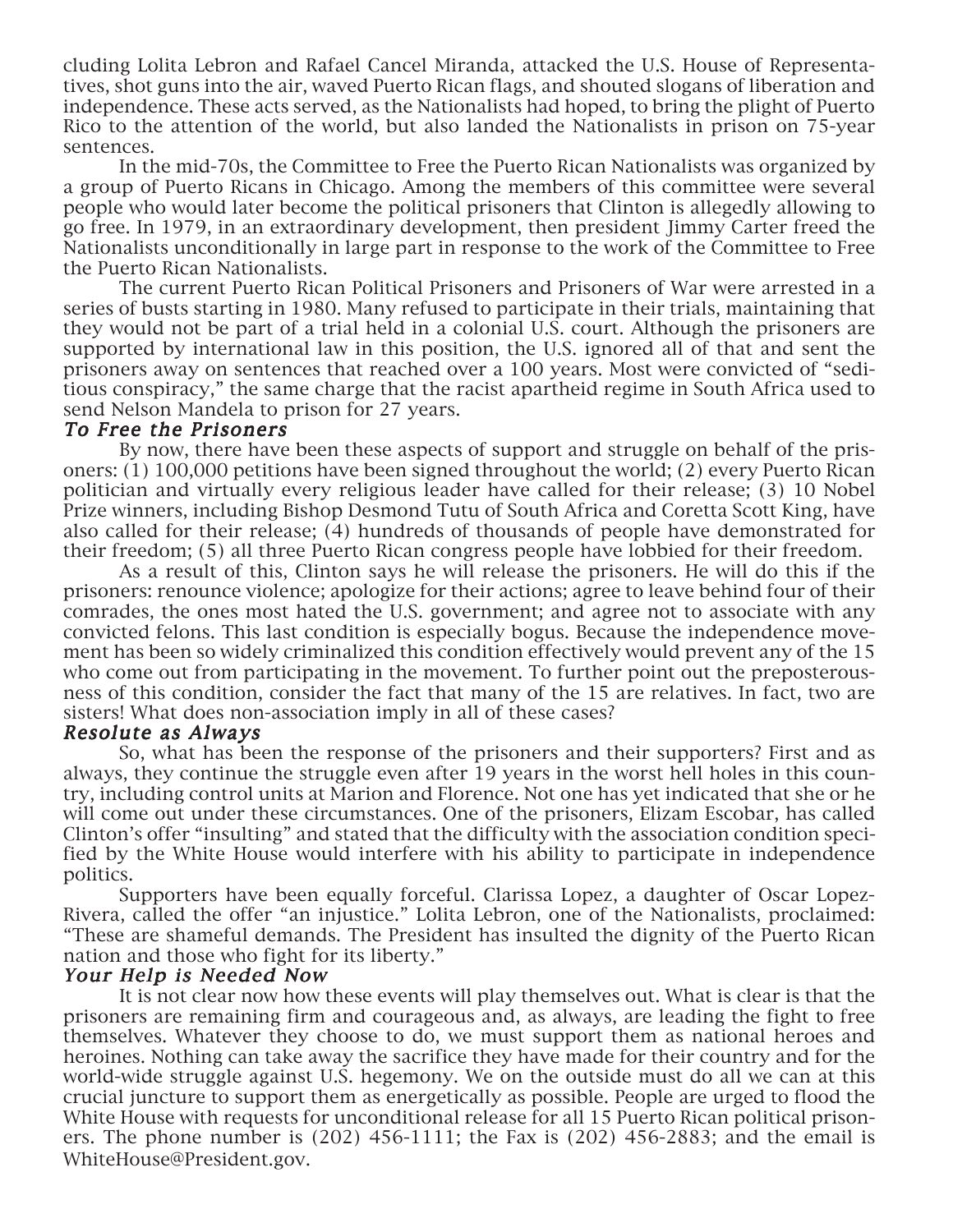cluding Lolita Lebron and Rafael Cancel Miranda, attacked the U.S. House of Representatives, shot guns into the air, waved Puerto Rican flags, and shouted slogans of liberation and independence. These acts served, as the Nationalists had hoped, to bring the plight of Puerto Rico to the attention of the world, but also landed the Nationalists in prison on 75-year sentences.

In the mid-70s, the Committee to Free the Puerto Rican Nationalists was organized by a group of Puerto Ricans in Chicago. Among the members of this committee were several people who would later become the political prisoners that Clinton is allegedly allowing to go free. In 1979, in an extraordinary development, then president Jimmy Carter freed the Nationalists unconditionally in large part in response to the work of the Committee to Free the Puerto Rican Nationalists.

The current Puerto Rican Political Prisoners and Prisoners of War were arrested in a series of busts starting in 1980. Many refused to participate in their trials, maintaining that they would not be part of a trial held in a colonial U.S. court. Although the prisoners are supported by international law in this position, the U.S. ignored all of that and sent the prisoners away on sentences that reached over a 100 years. Most were convicted of "seditious conspiracy," the same charge that the racist apartheid regime in South Africa used to send Nelson Mandela to prison for 27 years.

### *To Free the Prisoners*

By now, there have been these aspects of support and struggle on behalf of the prisoners: (1) 100,000 petitions have been signed throughout the world; (2) every Puerto Rican politician and virtually every religious leader have called for their release; (3) 10 Nobel Prize winners, including Bishop Desmond Tutu of South Africa and Coretta Scott King, have also called for their release; (4) hundreds of thousands of people have demonstrated for their freedom; (5) all three Puerto Rican congress people have lobbied for their freedom.

As a result of this, Clinton says he will release the prisoners. He will do this if the prisoners: renounce violence; apologize for their actions; agree to leave behind four of their comrades, the ones most hated the U.S. government; and agree not to associate with any convicted felons. This last condition is especially bogus. Because the independence movement has been so widely criminalized this condition effectively would prevent any of the 15 who come out from participating in the movement. To further point out the preposterousness of this condition, consider the fact that many of the 15 are relatives. In fact, two are sisters! What does non-association imply in all of these cases?

### *Resolute as Always*

So, what has been the response of the prisoners and their supporters? First and as always, they continue the struggle even after 19 years in the worst hell holes in this country, including control units at Marion and Florence. Not one has yet indicated that she or he will come out under these circumstances. One of the prisoners, Elizam Escobar, has called Clinton's offer "insulting" and stated that the difficulty with the association condition specified by the White House would interfere with his ability to participate in independence politics.

Supporters have been equally forceful. Clarissa Lopez, a daughter of Oscar Lopez-Rivera, called the offer "an injustice." Lolita Lebron, one of the Nationalists, proclaimed: "These are shameful demands. The President has insulted the dignity of the Puerto Rican nation and those who fight for its liberty."

### *Your Help is Needed Now*

It is not clear now how these events will play themselves out. What is clear is that the prisoners are remaining firm and courageous and, as always, are leading the fight to free themselves. Whatever they choose to do, we must support them as national heroes and heroines. Nothing can take away the sacrifice they have made for their country and for the world-wide struggle against U.S. hegemony. We on the outside must do all we can at this crucial juncture to support them as energetically as possible. People are urged to flood the White House with requests for unconditional release for all 15 Puerto Rican political prisoners. The phone number is (202) 456-1111; the Fax is (202) 456-2883; and the email is WhiteHouse@President.gov.